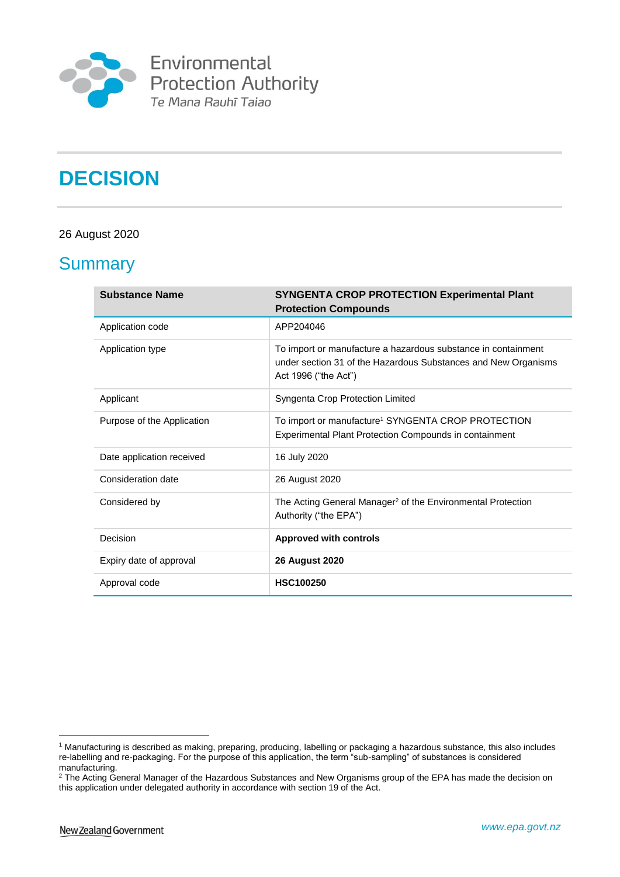Environmental Protection Authority
Te Mana Rauhī Taiao

# DECISION

26 August 2020

## Summary

| Substance Name | SYNGENTA CROP PROTECTION Experimental Plant Protection Compounds |
|---|---|
| Application code | APP204046 |
| Application type | To import or manufacture a hazardous substance in containment under section 31 of the Hazardous Substances and New Organisms Act 1996 ("the Act") |
| Applicant | Syngenta Crop Protection Limited |
| Purpose of the Application | To import or manufacture[1] SYNGENTA CROP PROTECTION Experimental Plant Protection Compounds in containment |
| Date application received | 16 July 2020 |
| Consideration date | 26 August 2020 |
| Considered by | The Acting General Manager[2] of the Environmental Protection Authority ("the EPA") |
| Decision | **Approved with controls** |
| Expiry date of approval | **26 August 2020** |
| Approval code | **HSC100250** |

[1] Manufacturing is described as making, preparing, producing, labelling or packaging a hazardous substance, this also includes re-labelling and re-packaging. For the purpose of this application, the term "sub-sampling" of substances is considered manufacturing.

[2] The Acting General Manager of the Hazardous Substances and New Organisms group of the EPA has made the decision on this application under delegated authority in accordance with section 19 of the Act.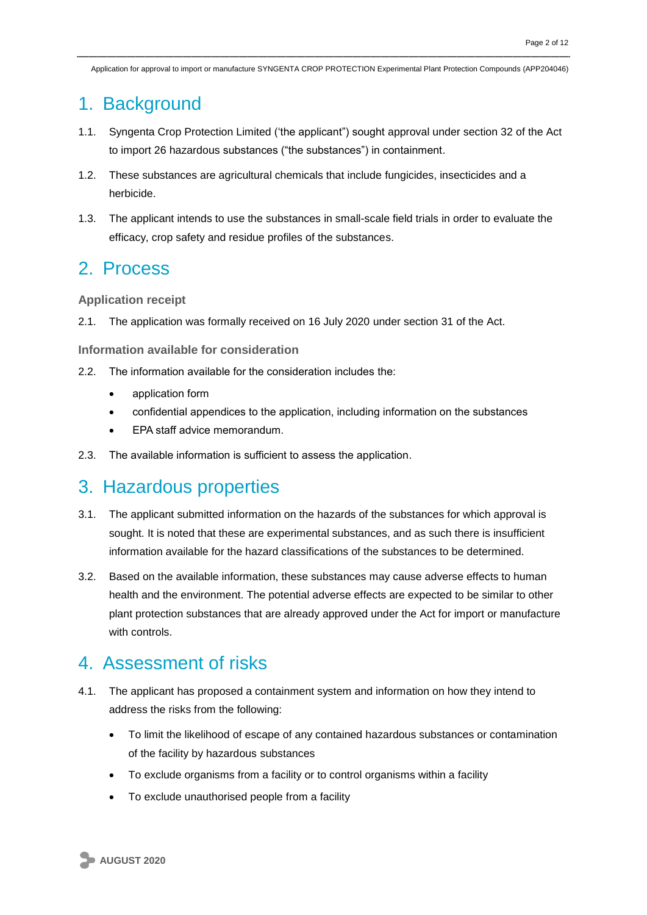# 1. Background

1.1. Syngenta Crop Protection Limited ('the applicant") sought approval under section 32 of the Act to import 26 hazardous substances ("the substances") in containment.

1.2. These substances are agricultural chemicals that include fungicides, insecticides and a herbicide.

1.3. The applicant intends to use the substances in small-scale field trials in order to evaluate the efficacy, crop safety and residue profiles of the substances.

# 2. Process

### Application receipt

2.1. The application was formally received on 16 July 2020 under section 31 of the Act.

### Information available for consideration

2.2. The information available for the consideration includes the:

- application form
- confidential appendices to the application, including information on the substances
- EPA staff advice memorandum.

2.3. The available information is sufficient to assess the application.

# 3. Hazardous properties

3.1. The applicant submitted information on the hazards of the substances for which approval is sought. It is noted that these are experimental substances, and as such there is insufficient information available for the hazard classifications of the substances to be determined.

3.2. Based on the available information, these substances may cause adverse effects to human health and the environment. The potential adverse effects are expected to be similar to other plant protection substances that are already approved under the Act for import or manufacture with controls.

# 4. Assessment of risks

4.1. The applicant has proposed a containment system and information on how they intend to address the risks from the following:

- To limit the likelihood of escape of any contained hazardous substances or contamination of the facility by hazardous substances
- To exclude organisms from a facility or to control organisms within a facility
- To exclude unauthorised people from a facility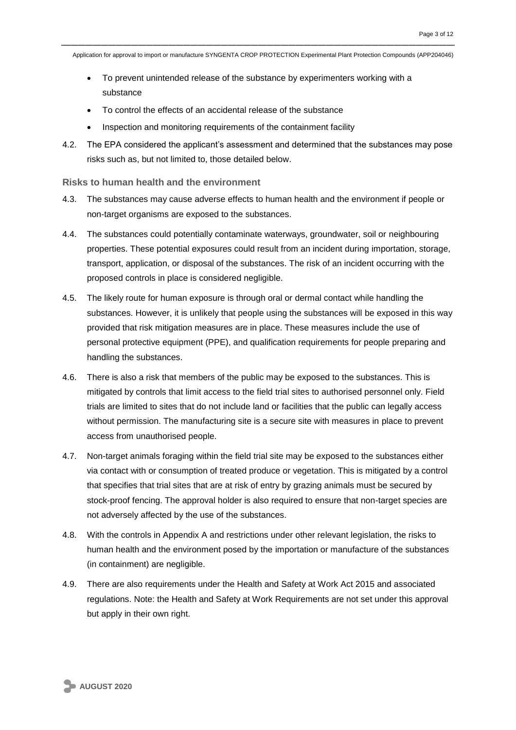- To prevent unintended release of the substance by experimenters working with a substance
- To control the effects of an accidental release of the substance
- Inspection and monitoring requirements of the containment facility

4.2. The EPA considered the applicant's assessment and determined that the substances may pose risks such as, but not limited to, those detailed below.

### Risks to human health and the environment

4.3. The substances may cause adverse effects to human health and the environment if people or non-target organisms are exposed to the substances.

4.4. The substances could potentially contaminate waterways, groundwater, soil or neighbouring properties. These potential exposures could result from an incident during importation, storage, transport, application, or disposal of the substances. The risk of an incident occurring with the proposed controls in place is considered negligible.

4.5. The likely route for human exposure is through oral or dermal contact while handling the substances. However, it is unlikely that people using the substances will be exposed in this way provided that risk mitigation measures are in place. These measures include the use of personal protective equipment (PPE), and qualification requirements for people preparing and handling the substances.

4.6. There is also a risk that members of the public may be exposed to the substances. This is mitigated by controls that limit access to the field trial sites to authorised personnel only. Field trials are limited to sites that do not include land or facilities that the public can legally access without permission. The manufacturing site is a secure site with measures in place to prevent access from unauthorised people.

4.7. Non-target animals foraging within the field trial site may be exposed to the substances either via contact with or consumption of treated produce or vegetation. This is mitigated by a control that specifies that trial sites that are at risk of entry by grazing animals must be secured by stock-proof fencing. The approval holder is also required to ensure that non-target species are not adversely affected by the use of the substances.

4.8. With the controls in Appendix A and restrictions under other relevant legislation, the risks to human health and the environment posed by the importation or manufacture of the substances (in containment) are negligible.

4.9. There are also requirements under the Health and Safety at Work Act 2015 and associated regulations. Note: the Health and Safety at Work Requirements are not set under this approval but apply in their own right.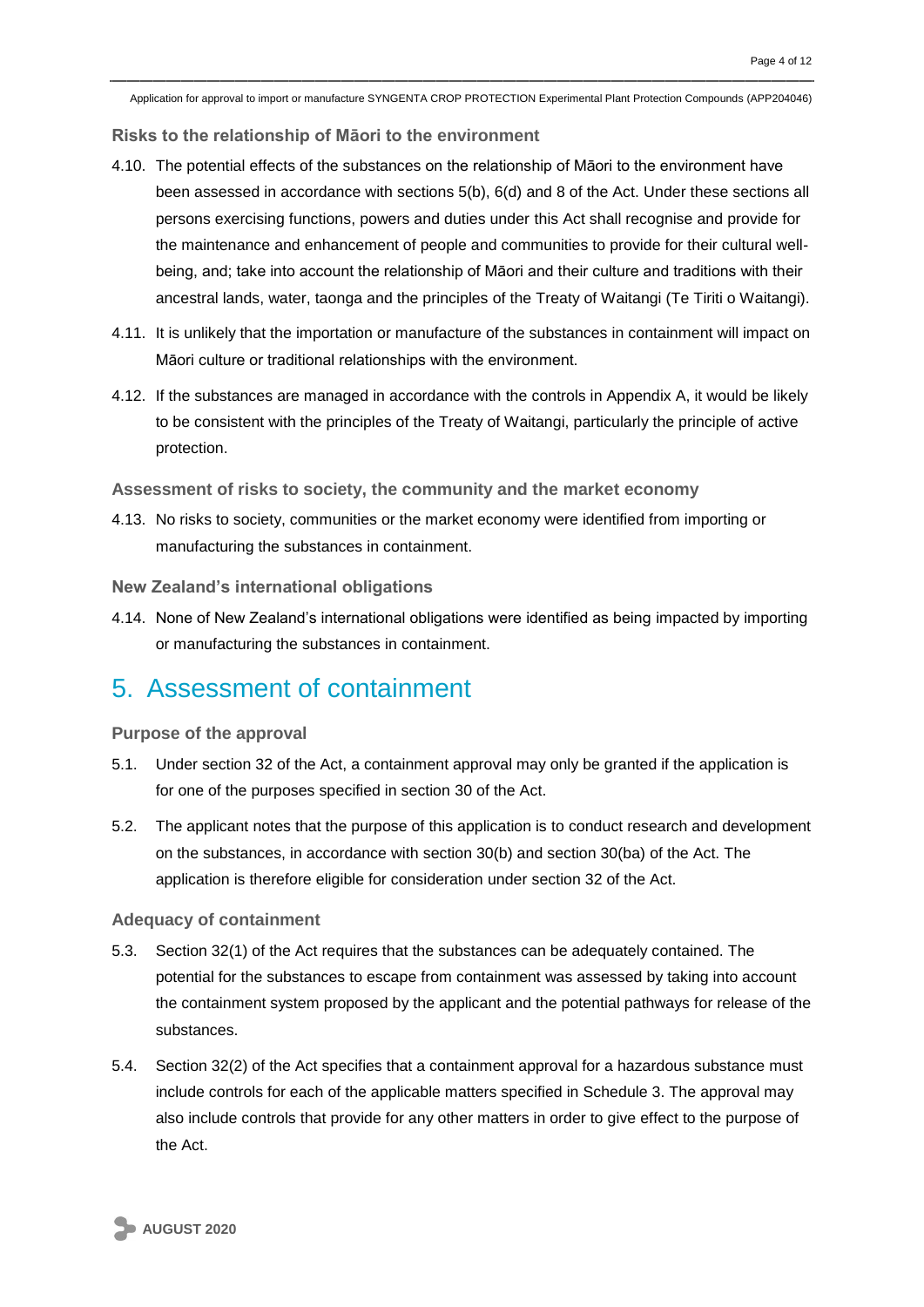### Risks to the relationship of Māori to the environment

4.10. The potential effects of the substances on the relationship of Māori to the environment have been assessed in accordance with sections 5(b), 6(d) and 8 of the Act. Under these sections all persons exercising functions, powers and duties under this Act shall recognise and provide for the maintenance and enhancement of people and communities to provide for their cultural well-being, and; take into account the relationship of Māori and their culture and traditions with their ancestral lands, water, taonga and the principles of the Treaty of Waitangi (Te Tiriti o Waitangi).

4.11. It is unlikely that the importation or manufacture of the substances in containment will impact on Māori culture or traditional relationships with the environment.

4.12. If the substances are managed in accordance with the controls in Appendix A, it would be likely to be consistent with the principles of the Treaty of Waitangi, particularly the principle of active protection.

### Assessment of risks to society, the community and the market economy

4.13. No risks to society, communities or the market economy were identified from importing or manufacturing the substances in containment.

### New Zealand's international obligations

4.14. None of New Zealand's international obligations were identified as being impacted by importing or manufacturing the substances in containment.

## 5. Assessment of containment

### Purpose of the approval

5.1. Under section 32 of the Act, a containment approval may only be granted if the application is for one of the purposes specified in section 30 of the Act.

5.2. The applicant notes that the purpose of this application is to conduct research and development on the substances, in accordance with section 30(b) and section 30(ba) of the Act. The application is therefore eligible for consideration under section 32 of the Act.

### Adequacy of containment

5.3. Section 32(1) of the Act requires that the substances can be adequately contained. The potential for the substances to escape from containment was assessed by taking into account the containment system proposed by the applicant and the potential pathways for release of the substances.

5.4. Section 32(2) of the Act specifies that a containment approval for a hazardous substance must include controls for each of the applicable matters specified in Schedule 3. The approval may also include controls that provide for any other matters in order to give effect to the purpose of the Act.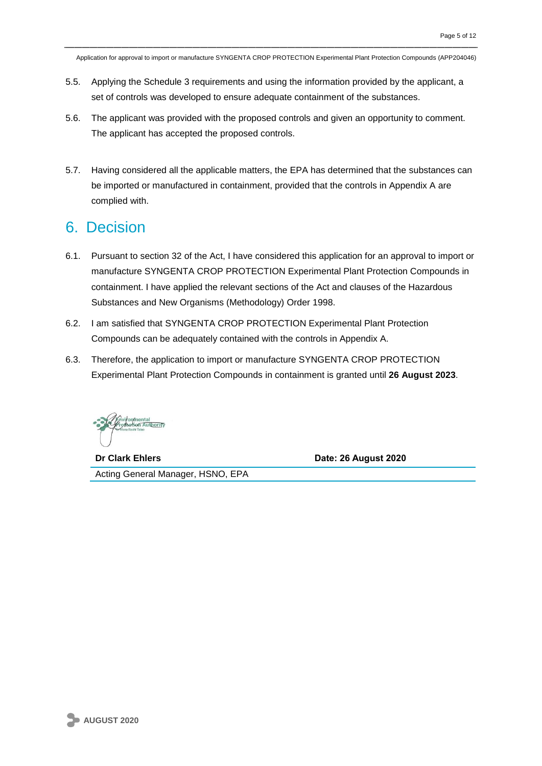5.5. Applying the Schedule 3 requirements and using the information provided by the applicant, a set of controls was developed to ensure adequate containment of the substances.

5.6. The applicant was provided with the proposed controls and given an opportunity to comment. The applicant has accepted the proposed controls.

5.7. Having considered all the applicable matters, the EPA has determined that the substances can be imported or manufactured in containment, provided that the controls in Appendix A are complied with.

# 6. Decision

6.1. Pursuant to section 32 of the Act, I have considered this application for an approval to import or manufacture SYNGENTA CROP PROTECTION Experimental Plant Protection Compounds in containment. I have applied the relevant sections of the Act and clauses of the Hazardous Substances and New Organisms (Methodology) Order 1998.

6.2. I am satisfied that SYNGENTA CROP PROTECTION Experimental Plant Protection Compounds can be adequately contained with the controls in Appendix A.

6.3. Therefore, the application to import or manufacture SYNGENTA CROP PROTECTION Experimental Plant Protection Compounds in containment is granted until **26 August 2023**.

| **Dr Clark Ehlers** | **Date: 26 August 2020** |
|---|---|
| Acting General Manager, HSNO, EPA | |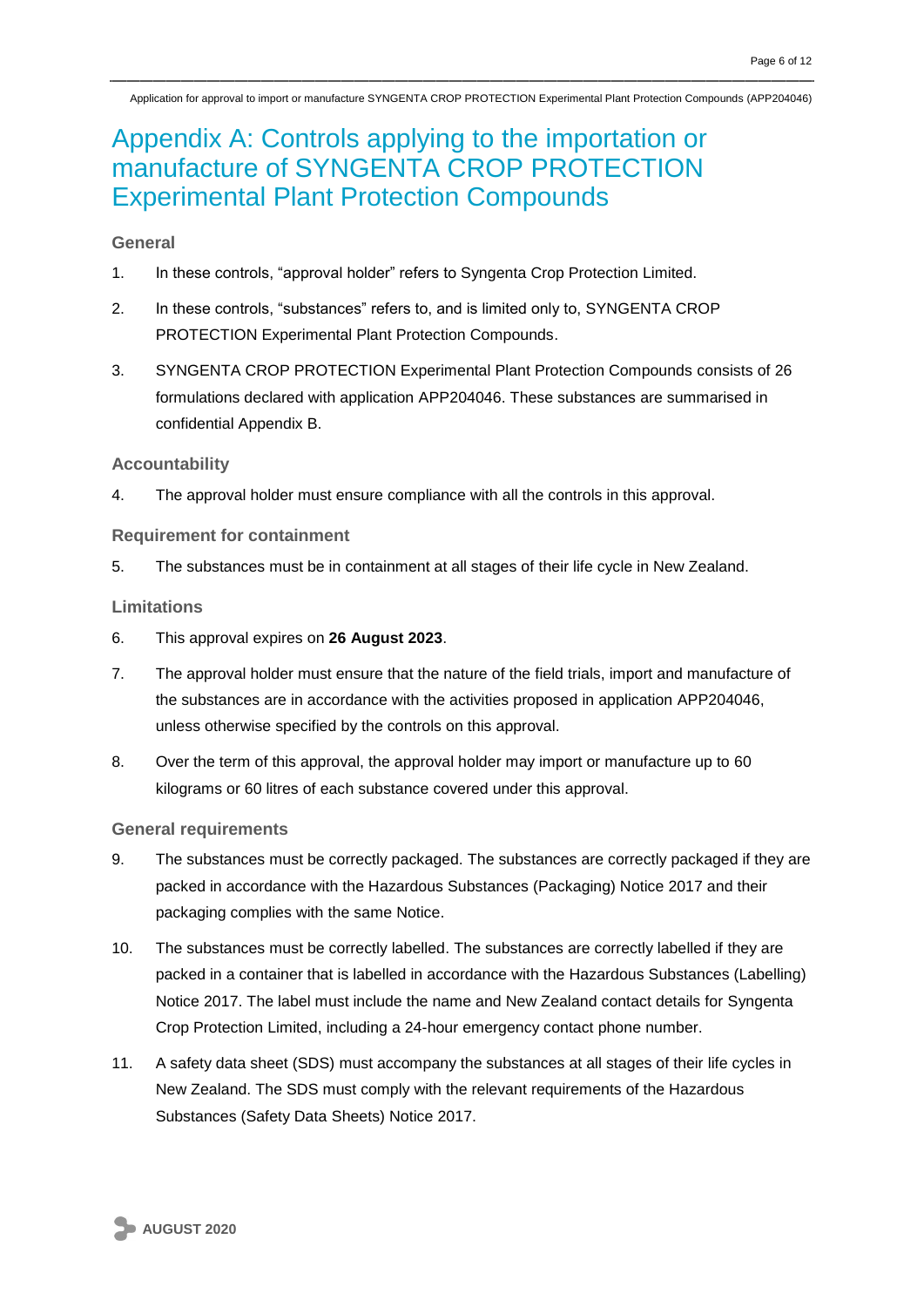# Appendix A: Controls applying to the importation or manufacture of SYNGENTA CROP PROTECTION Experimental Plant Protection Compounds

### General

1. In these controls, “approval holder” refers to Syngenta Crop Protection Limited.
2. In these controls, “substances” refers to, and is limited only to, SYNGENTA CROP PROTECTION Experimental Plant Protection Compounds.
3. SYNGENTA CROP PROTECTION Experimental Plant Protection Compounds consists of 26 formulations declared with application APP204046. These substances are summarised in confidential Appendix B.

### Accountability

4. The approval holder must ensure compliance with all the controls in this approval.

### Requirement for containment

5. The substances must be in containment at all stages of their life cycle in New Zealand.

### Limitations

6. This approval expires on **26 August 2023**.
7. The approval holder must ensure that the nature of the field trials, import and manufacture of the substances are in accordance with the activities proposed in application APP204046, unless otherwise specified by the controls on this approval.
8. Over the term of this approval, the approval holder may import or manufacture up to 60 kilograms or 60 litres of each substance covered under this approval.

### General requirements

9. The substances must be correctly packaged. The substances are correctly packaged if they are packed in accordance with the Hazardous Substances (Packaging) Notice 2017 and their packaging complies with the same Notice.
10. The substances must be correctly labelled. The substances are correctly labelled if they are packed in a container that is labelled in accordance with the Hazardous Substances (Labelling) Notice 2017. The label must include the name and New Zealand contact details for Syngenta Crop Protection Limited, including a 24-hour emergency contact phone number.
11. A safety data sheet (SDS) must accompany the substances at all stages of their life cycles in New Zealand. The SDS must comply with the relevant requirements of the Hazardous Substances (Safety Data Sheets) Notice 2017.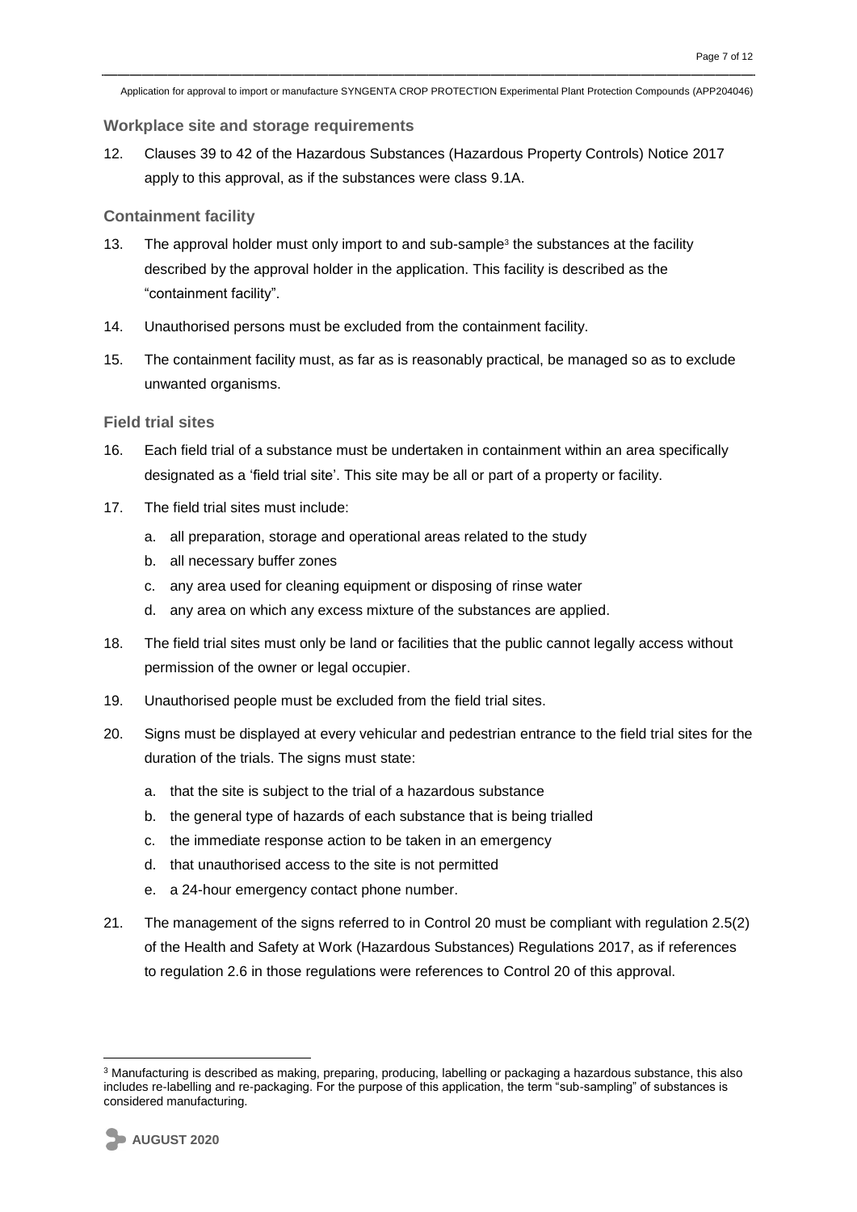### Workplace site and storage requirements

12. Clauses 39 to 42 of the Hazardous Substances (Hazardous Property Controls) Notice 2017 apply to this approval, as if the substances were class 9.1A.

### Containment facility

13. The approval holder must only import to and sub-sample[3] the substances at the facility described by the approval holder in the application. This facility is described as the "containment facility".
14. Unauthorised persons must be excluded from the containment facility.
15. The containment facility must, as far as is reasonably practical, be managed so as to exclude unwanted organisms.

### Field trial sites

16. Each field trial of a substance must be undertaken in containment within an area specifically designated as a 'field trial site'. This site may be all or part of a property or facility.
17. The field trial sites must include:
    a. all preparation, storage and operational areas related to the study
    b. all necessary buffer zones
    c. any area used for cleaning equipment or disposing of rinse water
    d. any area on which any excess mixture of the substances are applied.
18. The field trial sites must only be land or facilities that the public cannot legally access without permission of the owner or legal occupier.
19. Unauthorised people must be excluded from the field trial sites.
20. Signs must be displayed at every vehicular and pedestrian entrance to the field trial sites for the duration of the trials. The signs must state:
    a. that the site is subject to the trial of a hazardous substance
    b. the general type of hazards of each substance that is being trialled
    c. the immediate response action to be taken in an emergency
    d. that unauthorised access to the site is not permitted
    e. a 24-hour emergency contact phone number.
21. The management of the signs referred to in Control 20 must be compliant with regulation 2.5(2) of the Health and Safety at Work (Hazardous Substances) Regulations 2017, as if references to regulation 2.6 in those regulations were references to Control 20 of this approval.

---

[3] Manufacturing is described as making, preparing, producing, labelling or packaging a hazardous substance, this also includes re-labelling and re-packaging. For the purpose of this application, the term "sub-sampling" of substances is considered manufacturing.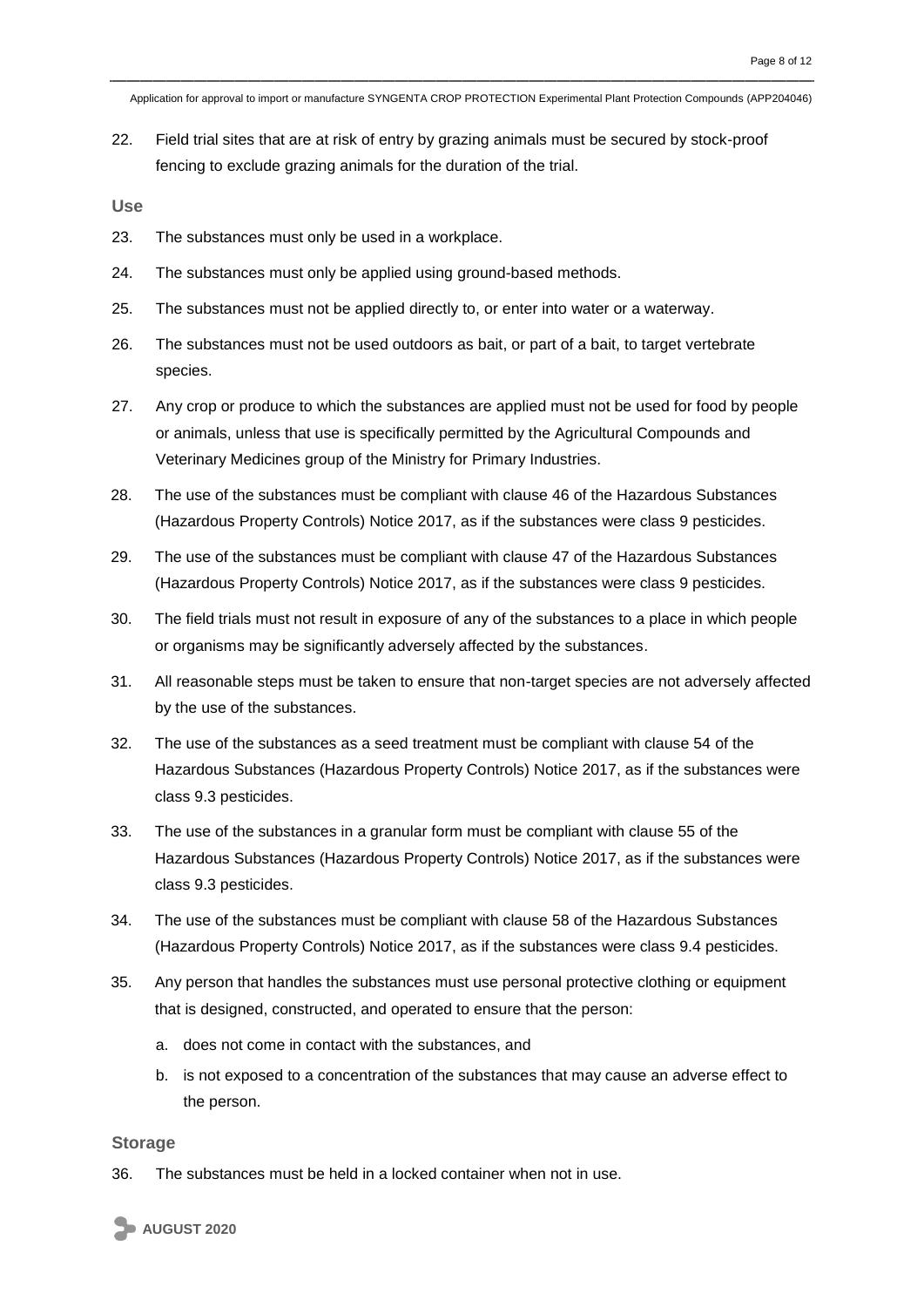22. Field trial sites that are at risk of entry by grazing animals must be secured by stock-proof fencing to exclude grazing animals for the duration of the trial.

### Use

23. The substances must only be used in a workplace.
24. The substances must only be applied using ground-based methods.
25. The substances must not be applied directly to, or enter into water or a waterway.
26. The substances must not be used outdoors as bait, or part of a bait, to target vertebrate species.
27. Any crop or produce to which the substances are applied must not be used for food by people or animals, unless that use is specifically permitted by the Agricultural Compounds and Veterinary Medicines group of the Ministry for Primary Industries.
28. The use of the substances must be compliant with clause 46 of the Hazardous Substances (Hazardous Property Controls) Notice 2017, as if the substances were class 9 pesticides.
29. The use of the substances must be compliant with clause 47 of the Hazardous Substances (Hazardous Property Controls) Notice 2017, as if the substances were class 9 pesticides.
30. The field trials must not result in exposure of any of the substances to a place in which people or organisms may be significantly adversely affected by the substances.
31. All reasonable steps must be taken to ensure that non-target species are not adversely affected by the use of the substances.
32. The use of the substances as a seed treatment must be compliant with clause 54 of the Hazardous Substances (Hazardous Property Controls) Notice 2017, as if the substances were class 9.3 pesticides.
33. The use of the substances in a granular form must be compliant with clause 55 of the Hazardous Substances (Hazardous Property Controls) Notice 2017, as if the substances were class 9.3 pesticides.
34. The use of the substances must be compliant with clause 58 of the Hazardous Substances (Hazardous Property Controls) Notice 2017, as if the substances were class 9.4 pesticides.
35. Any person that handles the substances must use personal protective clothing or equipment that is designed, constructed, and operated to ensure that the person:
    a. does not come in contact with the substances, and
    b. is not exposed to a concentration of the substances that may cause an adverse effect to the person.

### Storage

36. The substances must be held in a locked container when not in use.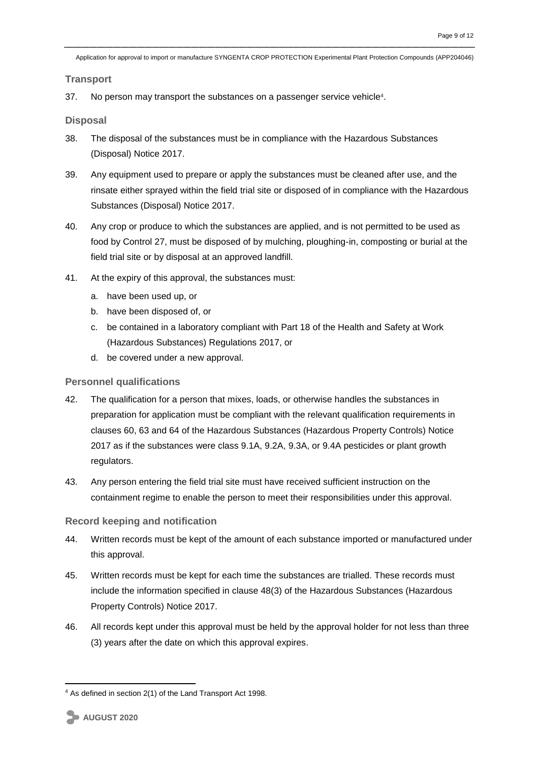### Transport

37. No person may transport the substances on a passenger service vehicle[4].

### Disposal

38. The disposal of the substances must be in compliance with the Hazardous Substances (Disposal) Notice 2017.

39. Any equipment used to prepare or apply the substances must be cleaned after use, and the rinsate either sprayed within the field trial site or disposed of in compliance with the Hazardous Substances (Disposal) Notice 2017.

40. Any crop or produce to which the substances are applied, and is not permitted to be used as food by Control 27, must be disposed of by mulching, ploughing-in, composting or burial at the field trial site or by disposal at an approved landfill.

41. At the expiry of this approval, the substances must:

    a. have been used up, or

    b. have been disposed of, or

    c. be contained in a laboratory compliant with Part 18 of the Health and Safety at Work (Hazardous Substances) Regulations 2017, or

    d. be covered under a new approval.

### Personnel qualifications

42. The qualification for a person that mixes, loads, or otherwise handles the substances in preparation for application must be compliant with the relevant qualification requirements in clauses 60, 63 and 64 of the Hazardous Substances (Hazardous Property Controls) Notice 2017 as if the substances were class 9.1A, 9.2A, 9.3A, or 9.4A pesticides or plant growth regulators.

43. Any person entering the field trial site must have received sufficient instruction on the containment regime to enable the person to meet their responsibilities under this approval.

### Record keeping and notification

44. Written records must be kept of the amount of each substance imported or manufactured under this approval.

45. Written records must be kept for each time the substances are trialled. These records must include the information specified in clause 48(3) of the Hazardous Substances (Hazardous Property Controls) Notice 2017.

46. All records kept under this approval must be held by the approval holder for not less than three (3) years after the date on which this approval expires.

---

[4] As defined in section 2(1) of the Land Transport Act 1998.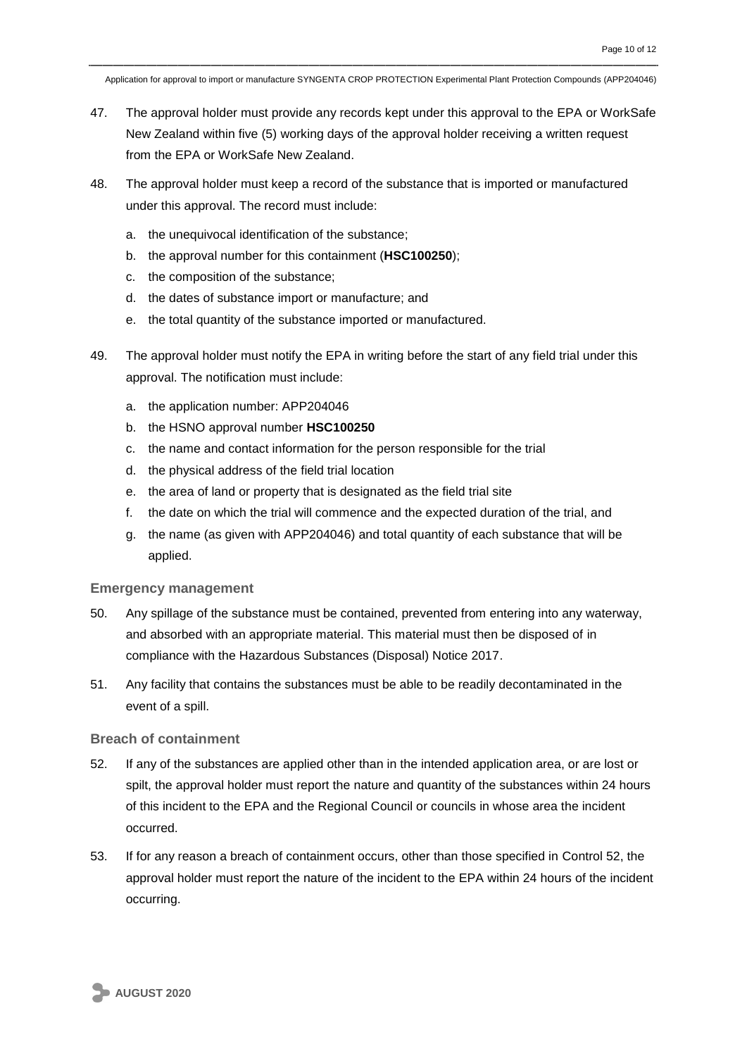47. The approval holder must provide any records kept under this approval to the EPA or WorkSafe New Zealand within five (5) working days of the approval holder receiving a written request from the EPA or WorkSafe New Zealand.

48. The approval holder must keep a record of the substance that is imported or manufactured under this approval. The record must include:

    a. the unequivocal identification of the substance;
    b. the approval number for this containment (**HSC100250**);
    c. the composition of the substance;
    d. the dates of substance import or manufacture; and
    e. the total quantity of the substance imported or manufactured.

49. The approval holder must notify the EPA in writing before the start of any field trial under this approval. The notification must include:

    a. the application number: APP204046
    b. the HSNO approval number **HSC100250**
    c. the name and contact information for the person responsible for the trial
    d. the physical address of the field trial location
    e. the area of land or property that is designated as the field trial site
    f. the date on which the trial will commence and the expected duration of the trial, and
    g. the name (as given with APP204046) and total quantity of each substance that will be applied.

### Emergency management

50. Any spillage of the substance must be contained, prevented from entering into any waterway, and absorbed with an appropriate material. This material must then be disposed of in compliance with the Hazardous Substances (Disposal) Notice 2017.

51. Any facility that contains the substances must be able to be readily decontaminated in the event of a spill.

### Breach of containment

52. If any of the substances are applied other than in the intended application area, or are lost or spilt, the approval holder must report the nature and quantity of the substances within 24 hours of this incident to the EPA and the Regional Council or councils in whose area the incident occurred.

53. If for any reason a breach of containment occurs, other than those specified in Control 52, the approval holder must report the nature of the incident to the EPA within 24 hours of the incident occurring.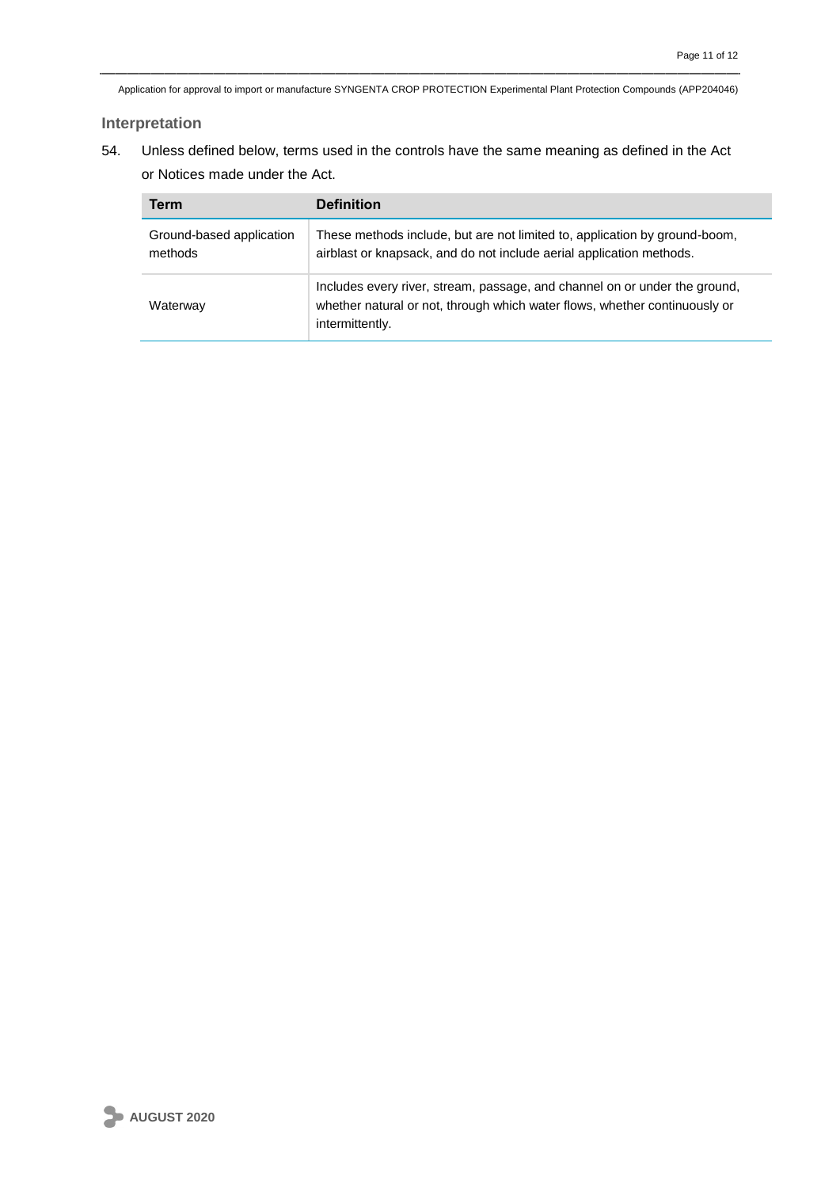## Interpretation

54. Unless defined below, terms used in the controls have the same meaning as defined in the Act or Notices made under the Act.

| Term | Definition |
|---|---|
| Ground-based application methods | These methods include, but are not limited to, application by ground-boom, airblast or knapsack, and do not include aerial application methods. |
| Waterway | Includes every river, stream, passage, and channel on or under the ground, whether natural or not, through which water flows, whether continuously or intermittently. |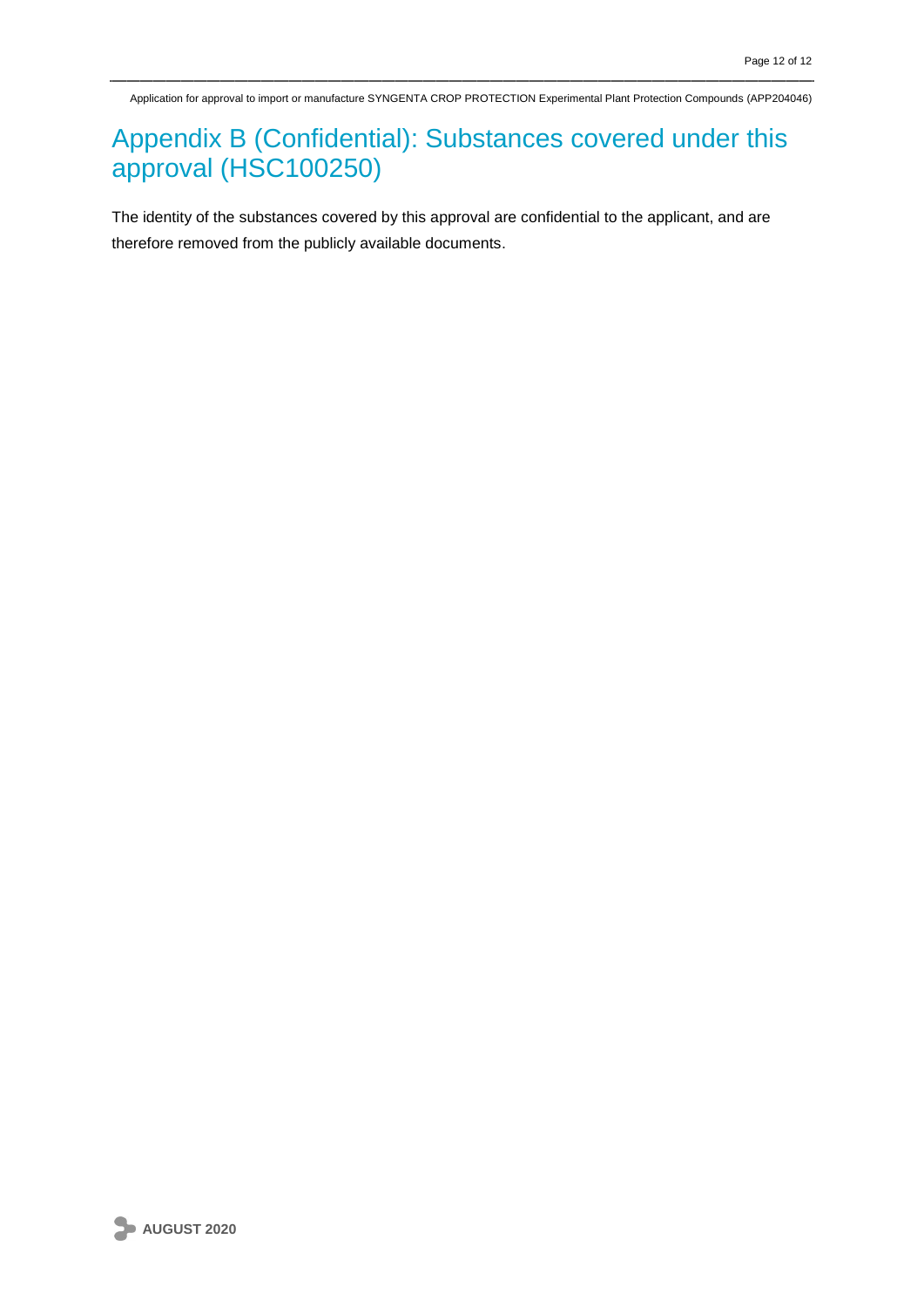# Appendix B (Confidential): Substances covered under this approval (HSC100250)

The identity of the substances covered by this approval are confidential to the applicant, and are therefore removed from the publicly available documents.